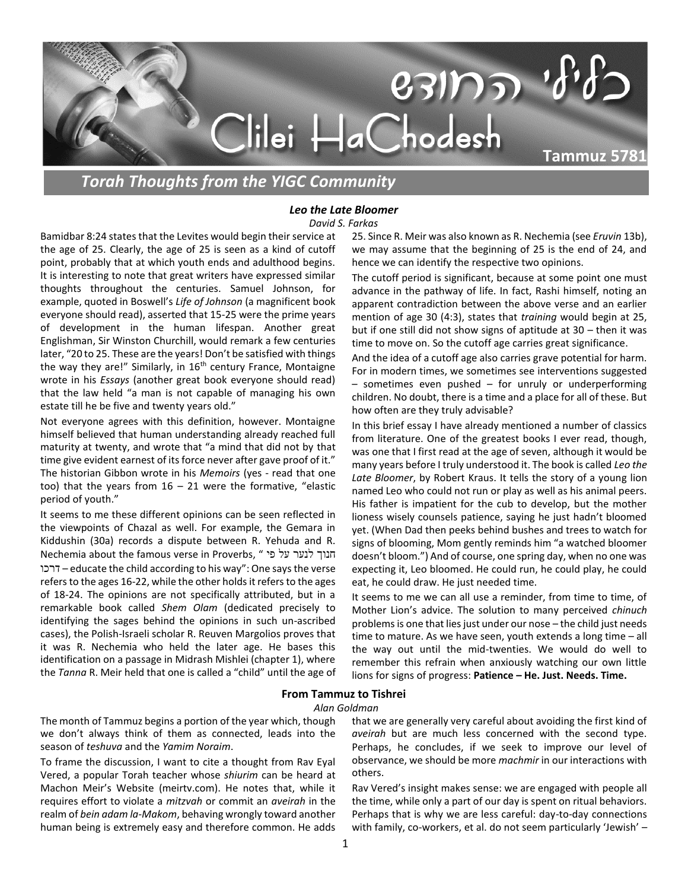# כלילי החודש
# Clilei HaChodesh

**Tammuz 5781**

## *Torah Thoughts from the YIGC Community*

### *Leo the Late Bloomer*

*David S. Farkas*

Bamidbar 8:24 states that the Levites would begin their service at the age of 25. Clearly, the age of 25 is seen as a kind of cutoff point, probably that at which youth ends and adulthood begins. It is interesting to note that great writers have expressed similar thoughts throughout the centuries. Samuel Johnson, for example, quoted in Boswell's *Life of Johnson* (a magnificent book everyone should read), asserted that 15-25 were the prime years of development in the human lifespan. Another great Englishman, Sir Winston Churchill, would remark a few centuries later, "20 to 25. These are the years! Don't be satisfied with things the way they are!" Similarly, in 16th century France, Montaigne wrote in his *Essays* (another great book everyone should read) that the law held "a man is not capable of managing his own estate till he be five and twenty years old."

Not everyone agrees with this definition, however. Montaigne himself believed that human understanding already reached full maturity at twenty, and wrote that "a mind that did not by that time give evident earnest of its force never after gave proof of it." The historian Gibbon wrote in his *Memoirs* (yes - read that one too) that the years from 16 – 21 were the formative, "elastic period of youth."

It seems to me these different opinions can be seen reflected in the viewpoints of Chazal as well. For example, the Gemara in Kiddushin (30a) records a dispute between R. Yehuda and R. Nechemia about the famous verse in Proverbs, "חנוך לנער על פי דרכו – educate the child according to his way": One says the verse refers to the ages 16-22, while the other holds it refers to the ages of 18-24. The opinions are not specifically attributed, but in a remarkable book called *Shem Olam* (dedicated precisely to identifying the sages behind the opinions in such un-ascribed cases), the Polish-Israeli scholar R. Reuven Margolios proves that it was R. Nechemia who held the later age. He bases this identification on a passage in Midrash Mishlei (chapter 1), where the *Tanna* R. Meir held that one is called a "child" until the age of 25. Since R. Meir was also known as R. Nechemia (see *Eruvin* 13b), we may assume that the beginning of 25 is the end of 24, and hence we can identify the respective two opinions.

The cutoff period is significant, because at some point one must advance in the pathway of life. In fact, Rashi himself, noting an apparent contradiction between the above verse and an earlier mention of age 30 (4:3), states that *training* would begin at 25, but if one still did not show signs of aptitude at 30 – then it was time to move on. So the cutoff age carries great significance.

And the idea of a cutoff age also carries grave potential for harm. For in modern times, we sometimes see interventions suggested – sometimes even pushed – for unruly or underperforming children. No doubt, there is a time and a place for all of these. But how often are they truly advisable?

In this brief essay I have already mentioned a number of classics from literature. One of the greatest books I ever read, though, was one that I first read at the age of seven, although it would be many years before I truly understood it. The book is called *Leo the Late Bloomer*, by Robert Kraus. It tells the story of a young lion named Leo who could not run or play as well as his animal peers. His father is impatient for the cub to develop, but the mother lioness wisely counsels patience, saying he just hadn't bloomed yet. (When Dad then peeks behind bushes and trees to watch for signs of blooming, Mom gently reminds him "a watched bloomer doesn't bloom.") And of course, one spring day, when no one was expecting it, Leo bloomed. He could run, he could play, he could eat, he could draw. He just needed time.

It seems to me we can all use a reminder, from time to time, of Mother Lion's advice. The solution to many perceived *chinuch* problems is one that lies just under our nose – the child just needs time to mature. As we have seen, youth extends a long time – all the way out until the mid-twenties. We would do well to remember this refrain when anxiously watching our own little lions for signs of progress: **Patience – He. Just. Needs. Time.**

### From Tammuz to Tishrei

*Alan Goldman*

The month of Tammuz begins a portion of the year which, though we don't always think of them as connected, leads into the season of *teshuva* and the *Yamim Noraim*.

To frame the discussion, I want to cite a thought from Rav Eyal Vered, a popular Torah teacher whose *shiurim* can be heard at Machon Meir's Website (meirtv.com). He notes that, while it requires effort to violate a *mitzvah* or commit an *aveirah* in the realm of *bein adam la-Makom*, behaving wrongly toward another human being is extremely easy and therefore common. He adds that we are generally very careful about avoiding the first kind of *aveirah* but are much less concerned with the second type. Perhaps, he concludes, if we seek to improve our level of observance, we should be more *machmir* in our interactions with others.

Rav Vered's insight makes sense: we are engaged with people all the time, while only a part of our day is spent on ritual behaviors. Perhaps that is why we are less careful: day-to-day connections with family, co-workers, et al. do not seem particularly 'Jewish' –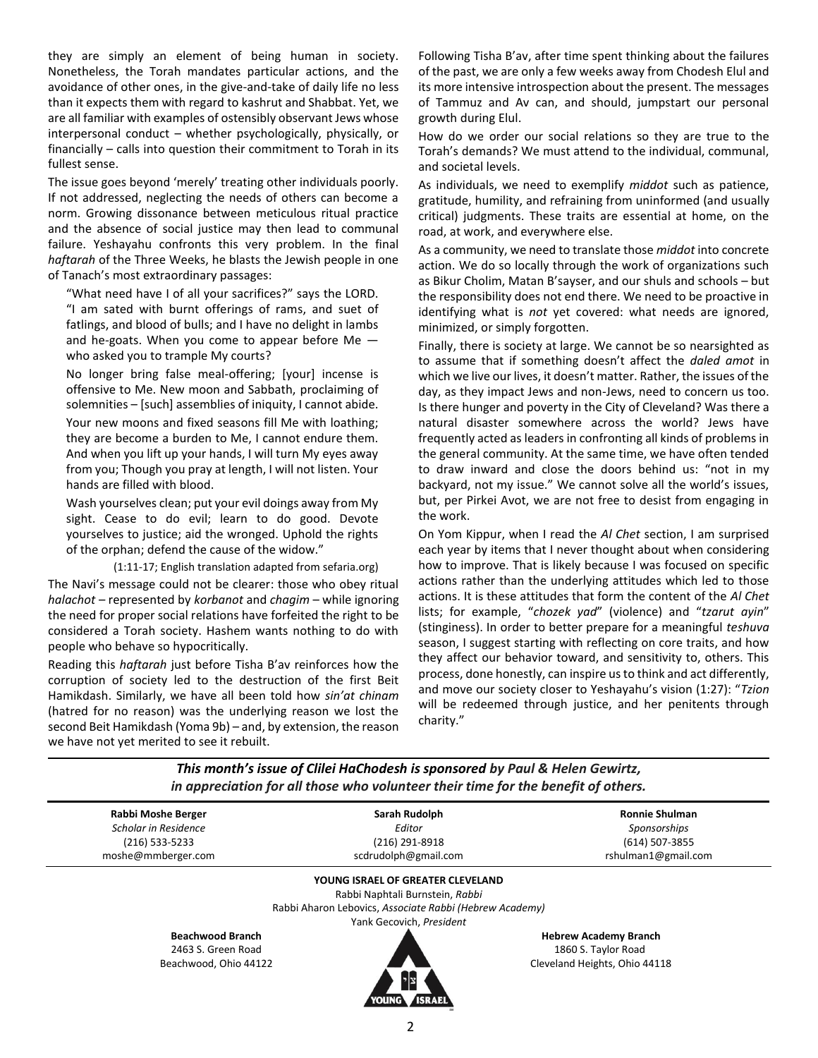they are simply an element of being human in society. Nonetheless, the Torah mandates particular actions, and the avoidance of other ones, in the give-and-take of daily life no less than it expects them with regard to kashrut and Shabbat. Yet, we are all familiar with examples of ostensibly observant Jews whose interpersonal conduct – whether psychologically, physically, or financially – calls into question their commitment to Torah in its fullest sense.

The issue goes beyond 'merely' treating other individuals poorly. If not addressed, neglecting the needs of others can become a norm. Growing dissonance between meticulous ritual practice and the absence of social justice may then lead to communal failure. Yeshayahu confronts this very problem. In the final *haftarah* of the Three Weeks, he blasts the Jewish people in one of Tanach's most extraordinary passages:

> "What need have I of all your sacrifices?" says the LORD. "I am sated with burnt offerings of rams, and suet of fatlings, and blood of bulls; and I have no delight in lambs and he-goats. When you come to appear before Me — who asked you to trample My courts?
>
> No longer bring false meal-offering; [your] incense is offensive to Me. New moon and Sabbath, proclaiming of solemnities – [such] assemblies of iniquity, I cannot abide.
>
> Your new moons and fixed seasons fill Me with loathing; they are become a burden to Me, I cannot endure them. And when you lift up your hands, I will turn My eyes away from you; Though you pray at length, I will not listen. Your hands are filled with blood.
>
> Wash yourselves clean; put your evil doings away from My sight. Cease to do evil; learn to do good. Devote yourselves to justice; aid the wronged. Uphold the rights of the orphan; defend the cause of the widow."
>
> (1:11-17; English translation adapted from sefaria.org)

The Navi's message could not be clearer: those who obey ritual *halachot* – represented by *korbanot* and *chagim* – while ignoring the need for proper social relations have forfeited the right to be considered a Torah society. Hashem wants nothing to do with people who behave so hypocritically.

Reading this *haftarah* just before Tisha B'av reinforces how the corruption of society led to the destruction of the first Beit Hamikdash. Similarly, we have all been told how *sin'at chinam* (hatred for no reason) was the underlying reason we lost the second Beit Hamikdash (Yoma 9b) – and, by extension, the reason we have not yet merited to see it rebuilt.

Following Tisha B'av, after time spent thinking about the failures of the past, we are only a few weeks away from Chodesh Elul and its more intensive introspection about the present. The messages of Tammuz and Av can, and should, jumpstart our personal growth during Elul.

How do we order our social relations so they are true to the Torah's demands? We must attend to the individual, communal, and societal levels.

As individuals, we need to exemplify *middot* such as patience, gratitude, humility, and refraining from uninformed (and usually critical) judgments. These traits are essential at home, on the road, at work, and everywhere else.

As a community, we need to translate those *middot* into concrete action. We do so locally through the work of organizations such as Bikur Cholim, Matan B'sayser, and our shuls and schools – but the responsibility does not end there. We need to be proactive in identifying what is *not* yet covered: what needs are ignored, minimized, or simply forgotten.

Finally, there is society at large. We cannot be so nearsighted as to assume that if something doesn't affect the *daled amot* in which we live our lives, it doesn't matter. Rather, the issues of the day, as they impact Jews and non-Jews, need to concern us too. Is there hunger and poverty in the City of Cleveland? Was there a natural disaster somewhere across the world? Jews have frequently acted as leaders in confronting all kinds of problems in the general community. At the same time, we have often tended to draw inward and close the doors behind us: "not in my backyard, not my issue." We cannot solve all the world's issues, but, per Pirkei Avot, we are not free to desist from engaging in the work.

On Yom Kippur, when I read the *Al Chet* section, I am surprised each year by items that I never thought about when considering how to improve. That is likely because I was focused on specific actions rather than the underlying attitudes which led to those actions. It is these attitudes that form the content of the *Al Chet* lists; for example, "*chozek yad*" (violence) and "*tzarut ayin*" (stinginess). In order to better prepare for a meaningful *teshuva* season, I suggest starting with reflecting on core traits, and how they affect our behavior toward, and sensitivity to, others. This process, done honestly, can inspire us to think and act differently, and move our society closer to Yeshayahu's vision (1:27): "*Tzion* will be redeemed through justice, and her penitents through charity."

***This month's issue of Clilei HaChodesh is sponsored by Paul & Helen Gewirtz, in appreciation for all those who volunteer their time for the benefit of others.***

| | | |
|---|---|---|
| **Rabbi Moshe Berger** | **Sarah Rudolph** | **Ronnie Shulman** |
| *Scholar in Residence* | *Editor* | *Sponsorships* |
| (216) 533-5233 | (216) 291-8918 | (614) 507-3855 |
| moshe@mmberger.com | scdrudolph@gmail.com | rshulman1@gmail.com |

**YOUNG ISRAEL OF GREATER CLEVELAND**

Rabbi Naphtali Burnstein, *Rabbi*

Rabbi Aharon Lebovics, *Associate Rabbi (Hebrew Academy)*

Yank Gecovich, *President*

**Beachwood Branch**
2463 S. Green Road
Beachwood, Ohio 44122

**Hebrew Academy Branch**
1860 S. Taylor Road
Cleveland Heights, Ohio 44118